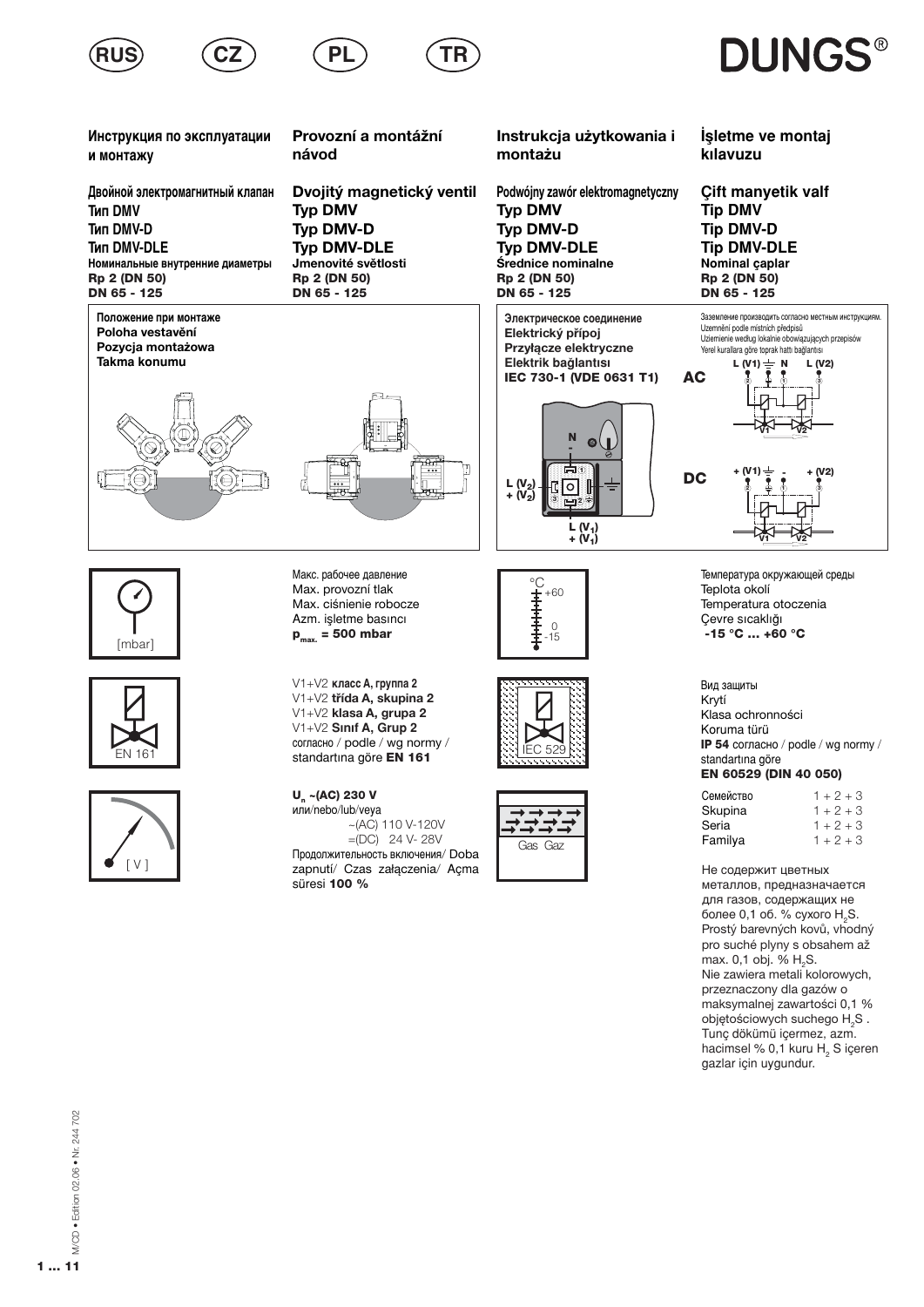RUS CZ PL TR

# DUNGS®

## Инструкция по эксплуатации и монтажу

## Provozní a montážní návod

## Instrukcja użytkowania i montażu

## İşletme ve montaj kılavuzu

**Двойной электромагнитный клапан**
**Тип DMV**
**Тип DMV-D**
**Тип DMV-DLE**
**Номинальные внутренние диаметры**
**Rp 2 (DN 50)**
**DN 65 - 125**

**Dvojitý magnetický ventil**
**Typ DMV**
**Typ DMV-D**
**Typ DMV-DLE**
**Jmenovité světlosti**
**Rp 2 (DN 50)**
**DN 65 - 125**

**Podwójny zawór elektromagnetyczny**
**Typ DMV**
**Typ DMV-D**
**Typ DMV-DLE**
**Średnice nominalne**
**Rp 2 (DN 50)**
**DN 65 - 125**

**Çift manyetik valf**
**Tip DMV**
**Tip DMV-D**
**Tip DMV-DLE**
**Nominal çaplar**
**Rp 2 (DN 50)**
**DN 65 - 125**

**Положение при монтаже**
**Poloha vestavění**
**Pozycja montażowa**
**Takma konumu**

**Электрическое соединение**
**Elektrický přípoj**
**Przyłącze elektryczne**
**Elektrik bağlantısı**
**IEC 730-1 (VDE 0631 T1)**

N
L (V2) + (V2)
L (V1) + (V1)

Заземление производить согласно местным инструкциям.
Uzemnění podle místních předpisů
Uziemienie według lokalnie obowiązujących przepisów
Yerel kurallara göre toprak hattı bağlantısı

**AC** L (V1) N L (V2)

**DC** + (V1) - + (V2)

[mbar]

Макс. рабочее давление
Max. provozní tlak
Max. ciśnienie robocze
Azm. işletme basıncı
**$p_{max.}$ = 500 mbar**

°C +60 0 -15

Температура окружающей среды
Teplota okolí
Temperatura otoczenia
Çevre sıcaklığı
**-15 °C ... +60 °C**

EN 161

V1+V2 **класс A, группа 2**
V1+V2 **třída A, skupina 2**
V1+V2 **klasa A, grupa 2**
V1+V2 **Sınıf A, Grup 2**
согласно / podle / wg normy / standartına göre **EN 161**

IEC 529

Вид защиты
Krytí
Klasa ochronności
Koruma türü
**IP 54** согласно / podle / wg normy / standartına göre
**EN 60529 (DIN 40 050)**

[ V ]

**$U_n$ ~(AC) 230 V**
или/nebo/lub/veya
~(AC) 110 V-120V
=(DC) 24 V- 28V
Продолжительность включения/ Doba zapnutí/ Czas załączenia/ Açma süresi **100 %**

Gas Gaz

| | |
|---|---|
| Семейство | 1 + 2 + 3 |
| Skupina | 1 + 2 + 3 |
| Seria | 1 + 2 + 3 |
| Familya | 1 + 2 + 3 |

Не содержит цветных металлов, предназначается для газов, содержащих не более 0,1 об. % сухого $H_2S$.
Prostý barevných kovů, vhodný pro suché plyny s obsahem až max. 0,1 obj. % $H_2S$.
Nie zawiera metali kolorowych, przeznaczony dla gazów o maksymalnej zawartości 0,1 % objętościowych suchego $H_2S$ .
Tunç dökümü içermez, azm. hacimsel % 0,1 kuru $H_2$ S içeren gazlar için uygundur.

M/CD • Edition 02.06 • Nr. 244 702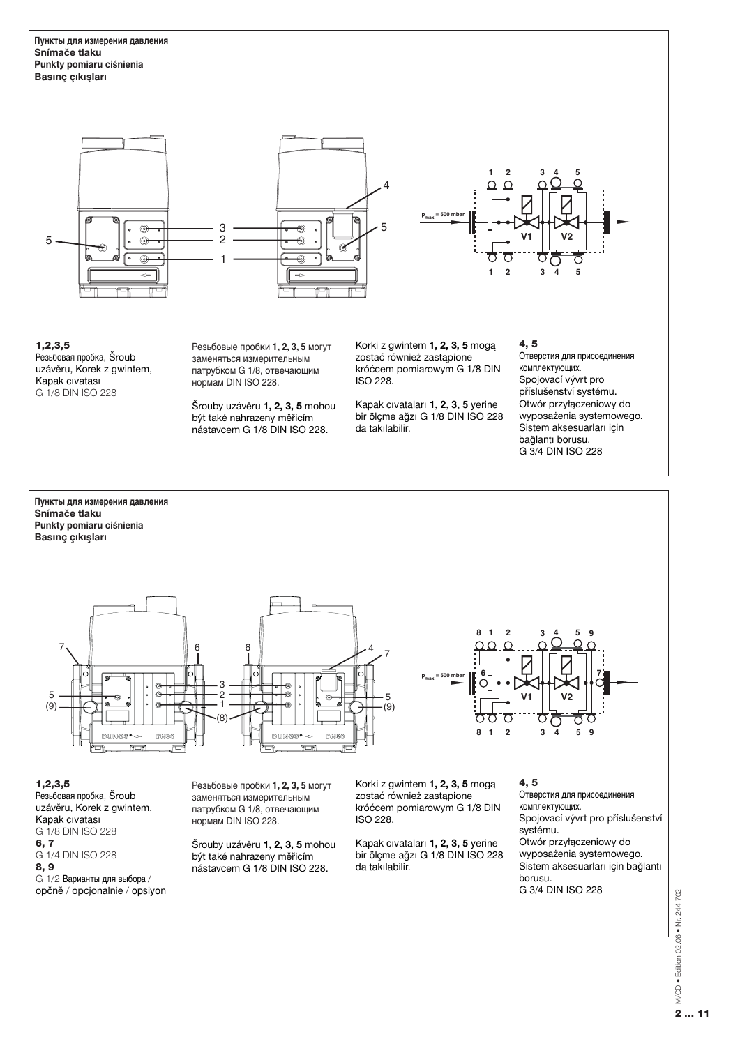**Пункты для измерения давления**
**Snímače tlaku**
**Punkty pomiaru ciśnienia**
**Basınç çıkışları**

**1,2,3,5**
Резьбовая пробка, Šroub uzávěru, Korek z gwintem, Kapak cıvatası
G 1/8 DIN ISO 228

Резьбовые пробки **1, 2, 3, 5** могут заменяться измерительным патрубком G 1/8, отвечающим нормам DIN ISO 228.

Šrouby uzávěru **1, 2, 3, 5** mohou být také nahrazeny měřicím nástavcem G 1/8 DIN ISO 228.

Korki z gwintem **1, 2, 3, 5** mogą zostać również zastąpione króćcem pomiarowym G 1/8 DIN ISO 228.

Kapak cıvataları **1, 2, 3, 5** yerine bir ölçme ağzı G 1/8 DIN ISO 228 da takılabilir.

**4, 5**
Отверстия для присоединения комплектующих.
Spojovací vývrt pro příslušenství systému.
Otwór przyłączeniowy do wyposażenia systemowego.
Sistem aksesuarları için bağlantı borusu.
G 3/4 DIN ISO 228

---

**Пункты для измерения давления**
**Snímače tlaku**
**Punkty pomiaru ciśnienia**
**Basınç çıkışları**

**1,2,3,5**
Резьбовая пробка, Šroub uzávěru, Korek z gwintem, Kapak cıvatası
G 1/8 DIN ISO 228
**6, 7**
G 1/4 DIN ISO 228
**8, 9**
G 1/2 Варианты для выбора / opčně / opcjonalnie / opsiyon

Резьбовые пробки **1, 2, 3, 5** могут заменяться измерительным патрубком G 1/8, отвечающим нормам DIN ISO 228.

Šrouby uzávěru **1, 2, 3, 5** mohou být také nahrazeny měřicím nástavcem G 1/8 DIN ISO 228.

Korki z gwintem **1, 2, 3, 5** mogą zostać również zastąpione króćcem pomiarowym G 1/8 DIN ISO 228.

Kapak cıvataları **1, 2, 3, 5** yerine bir ölçme ağzı G 1/8 DIN ISO 228 da takılabilir.

**4, 5**
Отверстия для присоединения комплектующих.
Spojovací vývrt pro příslušenství systému.
Otwór przyłączeniowy do wyposażenia systemowego.
Sistem aksesuarları için bağlantı borusu.
G 3/4 DIN ISO 228

M/CD • Edition 02.06 • Nr. 244 702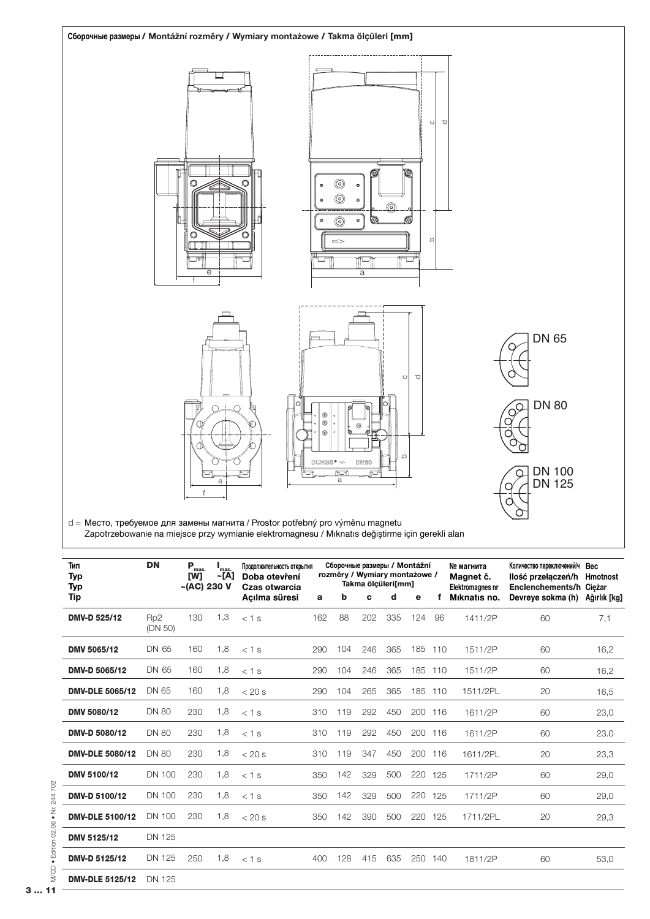**Сборочные размеры / Montážní rozměry / Wymiary montażowe / Takma ölçüleri [mm]**

DN 65

DN 80

DN 100
DN 125

d = Место, требуемое для замены магнита / Prostor potřebný pro výměnu magnetu
Zapotrzebowanie na miejsce przy wymianie elektromagnesu / Mıknatıs değiştirme için gerekli alan

| Тип<br>Typ<br>Typ<br>Tip | DN | $P_{max.}$ [W] ~(AC) 230 V | $I_{max.}$ ~[A] | Продолжительность открытия<br>Doba otevření<br>Czas otwarcia<br>Açılma süresi | Сборочные размеры / Montážní rozměry / Wymiary montażowe / Takma ölçüleri[mm] | | | | | | № магнита<br>Magnet č.<br>Elektromagnes nr<br>Mıknatıs no. | Количество переключений/ч<br>Ilość przełączeń/h<br>Enclenchements/h<br>Devreye sokma (h) | Вес<br>Hmotnost<br>Ciężar<br>Ağırlık [kg] |
|---|---|---|---|---|---|---|---|---|---|---|---|---|---|
| | | | | | a | b | c | d | e | f | | | |
| **DMV-D 525/12** | Rp2 (DN 50) | 130 | 1,3 | < 1 s | 162 | 88 | 202 | 335 | 124 | 96 | 1411/2P | 60 | 7,1 |
| **DMV 5065/12** | DN 65 | 160 | 1,8 | < 1 s | 290 | 104 | 246 | 365 | 185 | 110 | 1511/2P | 60 | 16,2 |
| **DMV-D 5065/12** | DN 65 | 160 | 1,8 | < 1 s | 290 | 104 | 246 | 365 | 185 | 110 | 1511/2P | 60 | 16,2 |
| **DMV-DLE 5065/12** | DN 65 | 160 | 1,8 | < 20 s | 290 | 104 | 265 | 365 | 185 | 110 | 1511/2PL | 20 | 16,5 |
| **DMV 5080/12** | DN 80 | 230 | 1,8 | < 1 s | 310 | 119 | 292 | 450 | 200 | 116 | 1611/2P | 60 | 23,0 |
| **DMV-D 5080/12** | DN 80 | 230 | 1,8 | < 1 s | 310 | 119 | 292 | 450 | 200 | 116 | 1611/2P | 60 | 23.0 |
| **DMV-DLE 5080/12** | DN 80 | 230 | 1,8 | < 20 s | 310 | 119 | 347 | 450 | 200 | 116 | 1611/2PL | 20 | 23,3 |
| **DMV 5100/12** | DN 100 | 230 | 1,8 | < 1 s | 350 | 142 | 329 | 500 | 220 | 125 | 1711/2P | 60 | 29,0 |
| **DMV-D 5100/12** | DN 100 | 230 | 1,8 | < 1 s | 350 | 142 | 329 | 500 | 220 | 125 | 1711/2P | 60 | 29,0 |
| **DMV-DLE 5100/12** | DN 100 | 230 | 1,8 | < 20 s | 350 | 142 | 390 | 500 | 220 | 125 | 1711/2PL | 20 | 29,3 |
| **DMV 5125/12** | DN 125 | | | | | | | | | | | | |
| **DMV-D 5125/12** | DN 125 | 250 | 1,8 | < 1 s | 400 | 128 | 415 | 635 | 250 | 140 | 1811/2P | 60 | 53,0 |
| **DMV-DLE 5125/12** | DN 125 | | | | | | | | | | | | |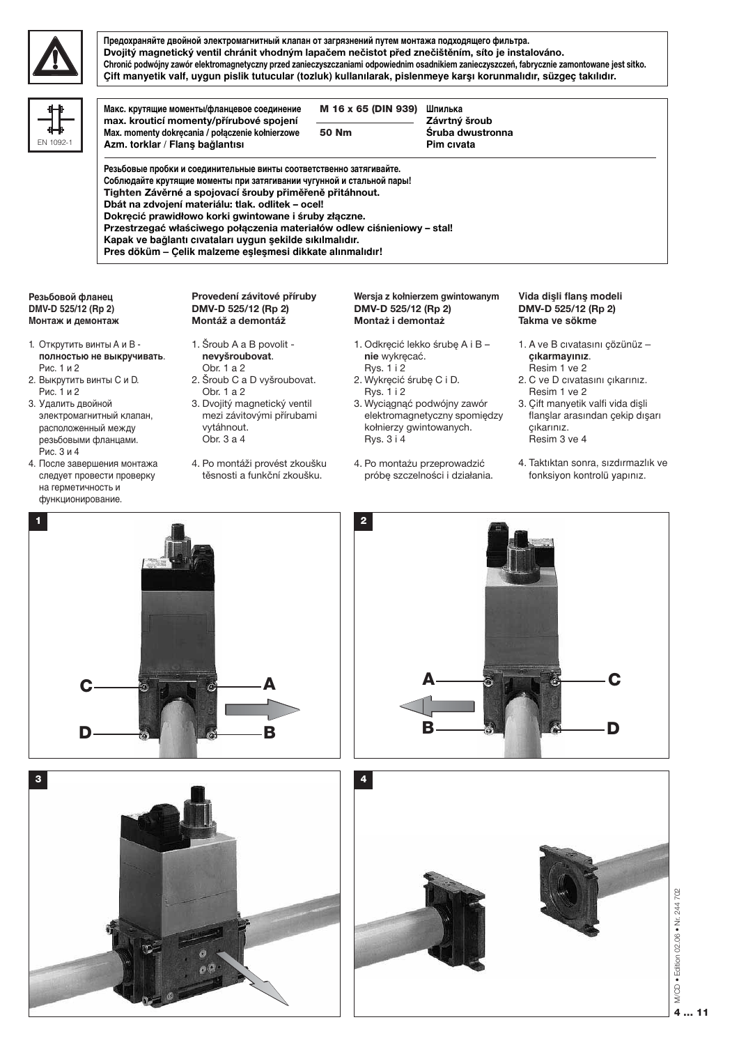**Предохраняйте двойной электромагнитный клапан от загрязнений путем монтажа подходящего фильтра.**
**Dvojitý magnetický ventil chránit vhodným lapačem nečistot před znečištěním, síto je instalováno.**
**Chronić podwójny zawór elektromagnetyczny przed zanieczyszczaniami odpowiednim osadnikiem zanieczyszczeń, fabrycznie zamontowane jest sitko.**
**Çift manyetik valf, uygun pislik tutucular (tozluk) kullanılarak, pislenmeye karşı korunmalıdır, süzgeç takılıdır.**

EN 1092-1

| **Макс. крутящие моменты/фланцевое соединение**<br>**max. krouticí momenty/přírubové spojení**<br>**Max. momenty dokręcania / połączenie kołnierzowe**<br>**Azm. torklar / Flanş bağlantısı** | **M 16 x 65 (DIN 939)**<br>**50 Nm** | **Шпилька**<br>**Závrtný šroub**<br>**Śruba dwustronna**<br>**Pim cıvata** |
|---|---|---|

**Резьбовые пробки и соединительные винты соответственно затягивайте.**
**Соблюдайте крутящие моменты при затягивании чугунной и стальной пары!**
**Tighten Závěrné a spojovací šrouby přiměřeně přitáhnout.**
**Dbát na zdvojení materiálu: tlak. odlitek – ocel!**
**Dokręcić prawidłowo korki gwintowane i śruby złączne.**
**Przestrzegać właściwego połączenia materiałów odlew ciśnieniowy – stal!**
**Kapak ve bağlantı cıvataları uygun şekilde sıkılmalıdır.**
**Pres döküm – Çelik malzeme eşleşmesi dikkate alınmalıdır!**

**Резьбовой фланец**
**DMV-D 525/12 (Rp 2)**
**Монтаж и демонтаж**

1. Открутить винты A и B - **полностью не выкручивать**. Рис. 1 и 2
2. Выкрутить винты C и D. Рис. 1 и 2
3. Удалить двойной электромагнитный клапан, расположенный между резьбовыми фланцами. Рис. 3 и 4
4. После завершения монтажа следует провести проверку на герметичность и функционирование.

**Provedení závitové příruby**
**DMV-D 525/12 (Rp 2)**
**Montáž a demontáž**

1. Šroub A a B povolit - **nevyšroubovat**. Obr. 1 a 2
2. Šroub C a D vyšroubovat. Obr. 1 a 2
3. Dvojitý magnetický ventil mezi závitovými přírubami vytáhnout. Obr. 3 a 4
4. Po montáži provést zkoušku těsnosti a funkční zkoušku.

**Wersja z kołnierzem gwintowanym**
**DMV-D 525/12 (Rp 2)**
**Montaż i demontaż**

1. Odkręcić lekko śrubę A i B – **nie** wykręcać. Rys. 1 i 2
2. Wykręcić śrubę C i D. Rys. 1 i 2
3. Wyciągnąć podwójny zawór elektromagnetyczny spomiędzy kołnierzy gwintowanych. Rys. 3 i 4
4. Po montażu przeprowadzić próbę szczelności i działania.

**Vida dişli flanş modeli**
**DMV-D 525/12 (Rp 2)**
**Takma ve sökme**

1. A ve B cıvatasını çözünüz – **çıkarmayınız**. Resim 1 ve 2
2. C ve D cıvatasını çıkarınız. Resim 1 ve 2
3. Çift manyetik valfi vida dişli flanşlar arasından çekip dışarı çıkarınız. Resim 3 ve 4
4. Taktıktan sonra, sızdırmazlık ve fonksiyon kontrolü yapınız.

1

C, D, A, B

2

A, B, C, D

3

4

M/CD • Edition 02.06 • Nr. 244 702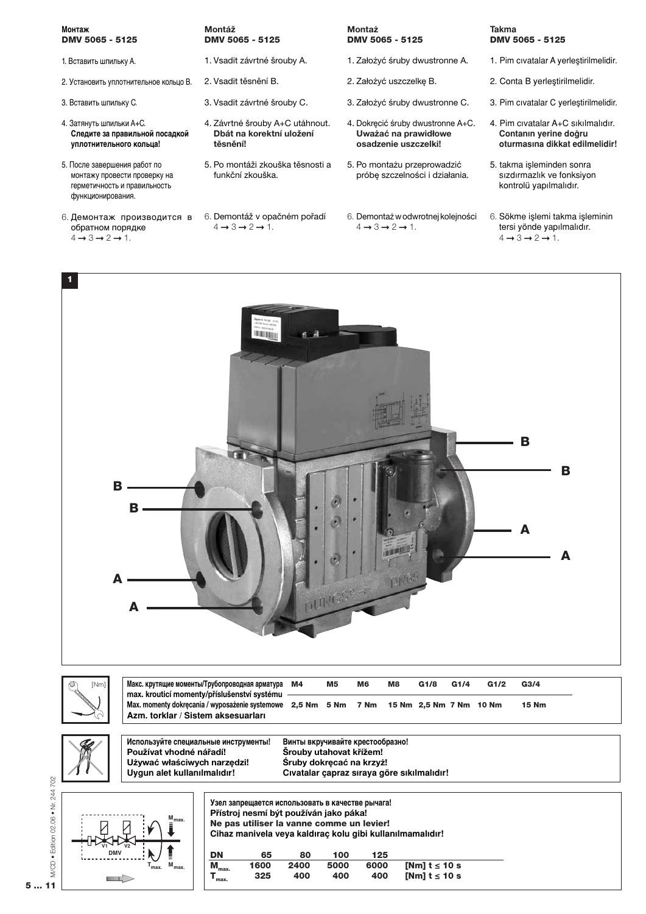**Монтаж**
**DMV 5065 - 5125**

1. Вставить шпильку A.
2. Установить уплотнительное кольцо B.
3. Вставить шпильку C.
4. Затянуть шпильки A+C.
   **Следите за правильной посадкой уплотнительного кольца!**
5. После завершения работ по монтажу провести проверку на герметичность и правильность функционирования.
6. Демонтаж производится в обратном порядке
   4 → 3 → 2 → 1.

**Montáž**
**DMV 5065 - 5125**

1. Vsadit závrtné šrouby A.
2. Vsadit těsnění B.
3. Vsadit závrtné šrouby C.
4. Závrtné šrouby A+C utáhnout.
   **Dbát na korektní uložení těsnění!**
5. Po montáži zkouška těsnosti a funkční zkouška.
6. Demontáž v opačném pořadí
   4 → 3 → 2 → 1.

**Montaż**
**DMV 5065 - 5125**

1. Założyć śruby dwustronne A.
2. Założyć uszczelkę B.
3. Założyć śruby dwustronne C.
4. Dokręcić śruby dwustronne A+C.
   **Uważać na prawidłowe osadzenie uszczelki!**
5. Po montażu przeprowadzić próbę szczelności i działania.
6. Demontaż w odwrotnej kolejności
   4 → 3 → 2 → 1.

**Takma**
**DMV 5065 - 5125**

1. Pim cıvatalar A yerleştirilmelidir.
2. Conta B yerleştirilmelidir.
3. Pim cıvatalar C yerleştirilmelidir.
4. Pim cıvatalar A+C sıkılmalıdır.
   **Contanın yerine doğru oturmasına dikkat edilmelidir!**
5. takma işleminden sonra sızdırmazlık ve fonksiyon kontrolü yapılmalıdır.
6. Sökme işlemi takma işleminin tersi yönde yapılmalıdır.
   4 → 3 → 2 → 1.

1

B
B
A
A
B
B
A
A

| Макс. крутящие моменты/Трубопроводная арматура / max. kroutící momenty/příslušenství systému / Max. momenty dokręcania / wyposażenie systemowe / Azm. torklar / Sistem aksesuarları | M4 | M5 | M6 | M8 | G1/8 | G1/4 | G1/2 | G3/4 |
|---|---|---|---|---|---|---|---|---|
| [Nm] | 2,5 Nm | 5 Nm | 7 Nm | 15 Nm | 2,5 Nm | 7 Nm | 10 Nm | 15 Nm |

**Используйте специальные инструменты!**
**Používat vhodné nářadí!**
**Używać właściwych narzędzi!**
**Uygun alet kullanılmalıdır!**

**Винты вкручивайте крестообразно!**
**Šrouby utahovat křížem!**
**Śruby dokręcać na krzyż!**
**Cıvatalar çapraz sıraya göre sıkılmalıdır!**

**Узел запрещается использовать в качестве рычага!**
**Přístroj nesmí být používán jako páka!**
**Ne pas utiliser la vanne comme un levier!**
**Cihaz manivela veya kaldıraç kolu gibi kullanılmamalıdır!**

| DN | 65 | 80 | 100 | 125 | |
|---|---|---|---|---|---|
| $M_{max.}$ | 1600 | 2400 | 5000 | 6000 | [Nm] t ≤ 10 s |
| $T_{max.}$ | 325 | 400 | 400 | 400 | [Nm] t ≤ 10 s |

M/CD • Edition 02.06 • Nr. 244 702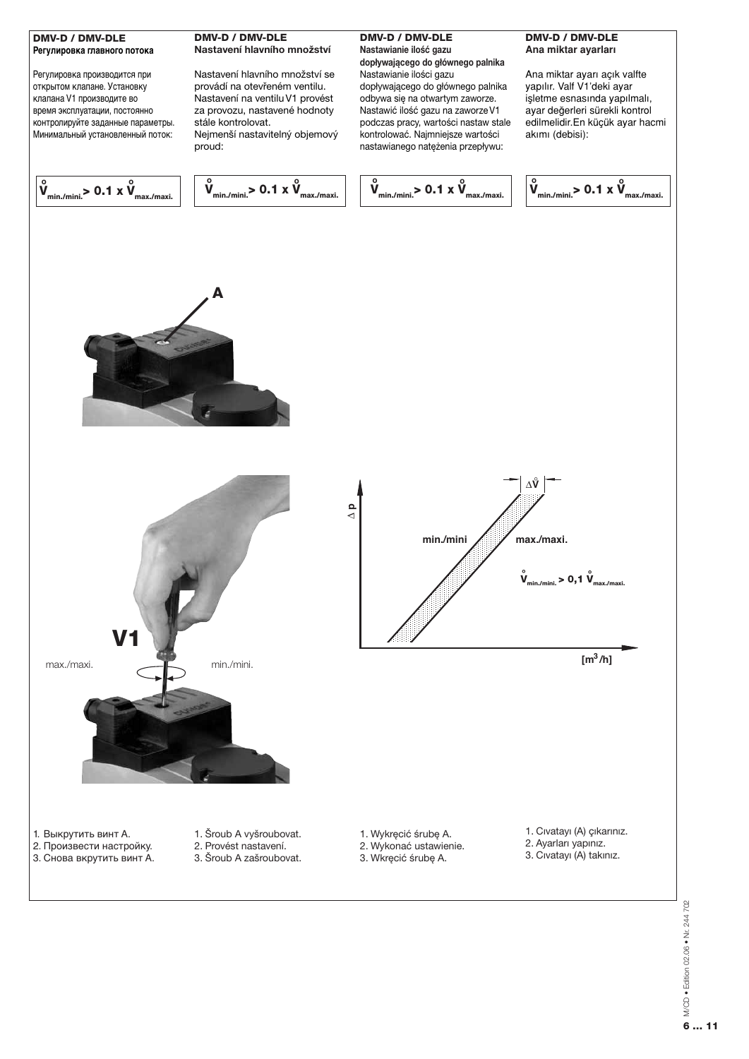## DMV-D / DMV-DLE

### Регулировка главного потока

Регулировка производится при открытом клапане. Установку клапана V1 производите во время эксплуатации, постоянно контролируйте заданные параметры. Минимальный установленный поток:

$$\mathring{V}_{min./mini.} > 0.1 \times \mathring{V}_{max./maxi.}$$

## DMV-D / DMV-DLE

### Nastavení hlavního množství

Nastavení hlavního množství se provádí na otevřeném ventilu. Nastavení na ventilu V1 provést za provozu, nastavené hodnoty stále kontrolovat. Nejmenší nastavitelný objemový proud:

$$\mathring{V}_{min./mini.} > 0.1 \times \mathring{V}_{max./maxi.}$$

## DMV-D / DMV-DLE

### Nastawianie ilość gazu dopływającego do głównego palnika

Nastawianie ilości gazu dopływającego do głównego palnika odbywa się na otwartym zaworze. Nastawić ilość gazu na zaworze V1 podczas pracy, wartości nastaw stale kontrolować. Najmniejsze wartości nastawianego natężenia przepływu:

$$\mathring{V}_{min./mini.} > 0.1 \times \mathring{V}_{max./maxi.}$$

## DMV-D / DMV-DLE

### Ana miktar ayarları

Ana miktar ayarı açık valfte yapılır. Valf V1'deki ayar işletme esnasında yapılmalı, ayar değerleri sürekli kontrol edilmelidir. En küçük ayar hacmi akımı (debisi):

$$\mathring{V}_{min./mini.} > 0.1 \times \mathring{V}_{max./maxi.}$$

A

V1

max./maxi. min./mini.

$\Delta p$

$\Delta\mathring{V}$

min./mini

max./maxi.

$\mathring{V}_{min./mini.} > 0,1\ \mathring{V}_{max./maxi.}$

$[m^3/h]$

1. Выкрутить винт A.
2. Произвести настройку.
3. Снова вкрутить винт A.

1. Šroub A vyšroubovat.
2. Provést nastavení.
3. Šroub A zašroubovat.

1. Wykręcić śrubę A.
2. Wykonać ustawienie.
3. Wkręcić śrubę A.

1. Cıvatayı (A) çıkarınız.
2. Ayarları yapınız.
3. Cıvatayı (A) takınız.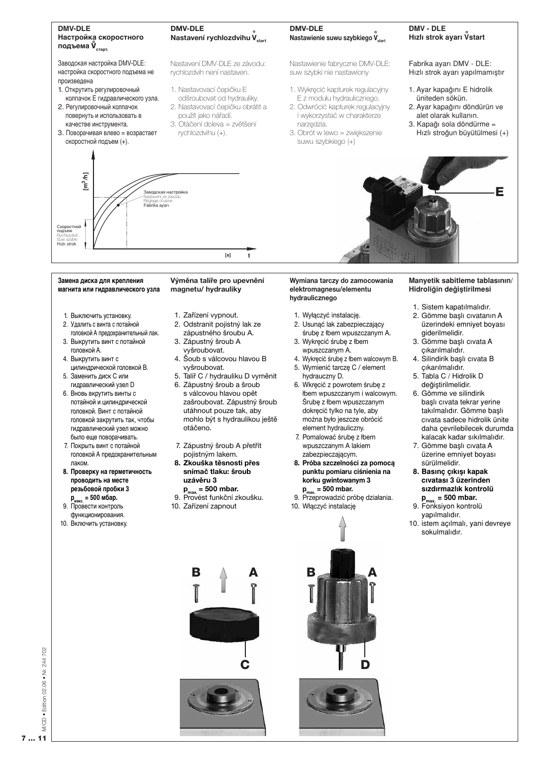## DMV-DLE Настройка скоростного подъема $\mathring{V}_{старт}$

Заводская настройка DMV-DLE: настройка скоростного подъема не произведена

1. Открутить регулировочный колпачок E гидравлического узла.
2. Регулировочный колпачок повернуть и использовать в качестве инструмента.
3. Поворачивая влево = возрастает скоростной подъем (+).

## DMV-DLE Nastavení rychlozdvihu $\mathring{V}_{start}$

Nastavení DMV-DLE ze závodu: rychlozdvih není nastaven.

1. Nastavovací čepičku E odšroubovat od hydrauliky.
2. Nastavovací čepičku obrátit a použít jako nářadí.
3. Otáčení doleva = zvětšení rychlozdvihu (+).

## DMV-DLE Nastawienie suwu szybkiego $\mathring{V}_{start}$

Nastawienie fabryczne DMV-DLE: suw szybki nie nastawiony

1. Wykręcić kapturek regulacyjny E z modułu hydraulicznego.
2. Odwrócić kapturek regulacyjny i wykorzystać w charakterze narzędzia.
3. Obrót w lewo = zwiększenie suwu szybkiego (+)

## DMV - DLE Hızlı strok ayarı $\mathring{V}start$

Fabrika ayarı DMV - DLE: Hızlı strok ayarı yapılmamıştır

1. Ayar kapağını E hidrolik üniteden sökün.
2. Ayar kapağını döndürün ve alet olarak kullanın.
3. Kapağı sola döndürme = Hızlı stroğun büyütülmesi (+)

[m³/h]

Заводская настройка
Nastavení ze závodu
Réglage d'usine
Fabrika ayarı

Скоростной подъем
Rychlozdvih
Suw szybki
Hızlı strok

[s] t

E

## Замена диска для крепления магнита или гидравлического узла

1. Выключить установку.
2. Удалить с винта с потайной головкой A предохранительный лак.
3. Выкрутить винт с потайной головкой A.
4. Выкрутить винт с цилиндрической головкой B.
5. Заменить диск C или гидравлический узел D
6. Вновь вкрутить винты с потайной и цилиндрической головкой. Винт с потайной головкой закрутить так, чтобы гидравлический узел можно было еще поворачивать.
7. Покрыть винт с потайной головкой A предохранительным лаком.
8. **Проверку на герметичность проводить на месте резьбовой пробки 3 $p_{макс.}$ = 500 мбар.**
9. Провести контроль функционирования.
10. Включить установку.

## Výměna talíře pro upevnění magnetu/ hydrauliky

1. Zařízení vypnout.
2. Odstranit pojistný lak ze zápustného šroubu A.
3. Zápustný šroub A vyšroubovat.
4. Šoub s válcovou hlavou B vyšroubovat.
5. Talíř C / hydrauliku D vyměnit
6. Zápustný šroub a šroub s válcovou hlavou opět zašroubovat. Zápustný šroub utáhnout pouze tak, aby mohlo být s hydraulikou ještě otáčeno.
7. Zápustný šroub A přetřít pojistným lakem.
8. **Zkouška těsnosti přes snímač tlaku: šroub uzávěru 3 $p_{max.}$ = 500 mbar.**
9. Provést funkční zkoušku.
10. Zařízení zapnout

## Wymiana tarczy do zamocowania elektromagnesu/elementu hydraulicznego

1. Wyłączyć instalację.
2. Usunąć lak zabezpieczający śrubę z łbem wpuszczanym A.
3. Wykręcić śrubę z łbem wpuszczanym A.
4. Wykręcić śrubę z łbem walcowym B.
5. Wymienić tarczę C / element hydrauczny D.
6. Wkręcić z powrotem śrubę z łbem wpuszczanym i walcowym. Śrubę z łbem wpuszczanym dokręcić tylko na tyle, aby można było jeszcze obrócić element hydrauliczny.
7. Pomalować śrubę z łbem wpuszczanym A lakiem zabezpieczającym.
8. **Próba szczelności za pomocą punktu pomiaru ciśnienia na korku gwintowanym 3 $p_{max.}$ = 500 mbar.**
9. Przeprowadzić próbę działania.
10. Włączyć instalację

## Manyetik sabitleme tablasının/ Hidroliğin değiştirilmesi

1. Sistem kapatılmalıdır.
2. Gömme başlı cıvatanın A üzerindeki emniyet boyası giderilmelidir.
3. Gömme başlı cıvata A çıkarılmalıdır.
4. Silindirik başlı cıvata B çıkarılmalıdır.
5. Tabla C / Hidrolik D değiştirilmelidir.
6. Gömme ve silindirik başlı cıvata tekrar yerine takılmalıdır. Gömme başlı cıvata sadece hidrolik ünite daha çevrilebilecek durumda kalacak kadar sıkılmalıdır.
7. Gömme başlı cıvata A üzerine emniyet boyası sürülmelidir.
8. **Basınç çıkışı kapak cıvatası 3 üzerinden sızdırmazlık kontrolü $p_{max.}$ = 500 mbar.**
9. Fonksiyon kontrolü yapılmalıdır.
10. istem açılmalı, yani devreye sokulmalıdır.

B A C

B A D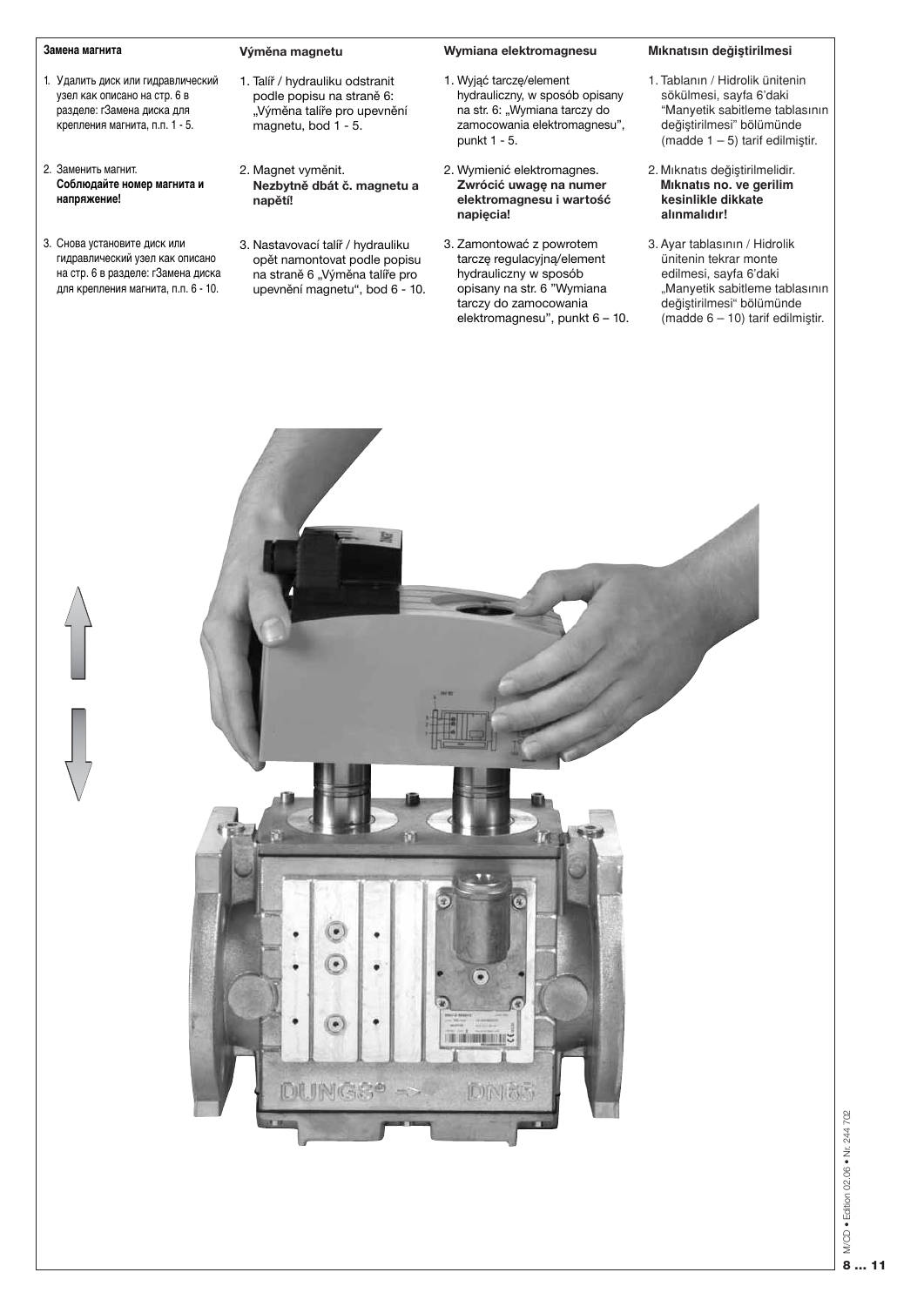## Замена магнита

1. Удалить диск или гидравлический узел как описано на стр. 6 в разделе: гЗамена диска для крепления магнита, п.п. 1 - 5.
2. Заменить магнит.
   **Соблюдайте номер магнита и напряжение!**
3. Снова установите диск или гидравлический узел как описано на стр. 6 в разделе: гЗамена диска для крепления магнита, п.п. 6 - 10.

## Výměna magnetu

1. Talíř / hydrauliku odstranit podle popisu na straně 6: „Výměna talíře pro upevnění magnetu, bod 1 - 5.
2. Magnet vyměnit.
   **Nezbytně dbát č. magnetu a napětí!**
3. Nastavovací talíř / hydrauliku opět namontovat podle popisu na straně 6 „Výměna talíře pro upevnění magnetu", bod 6 - 10.

## Wymiana elektromagnesu

1. Wyjąć tarczę/element hydrauliczny, w sposób opisany na str. 6: „Wymiana tarczy do zamocowania elektromagnesu", punkt 1 - 5.
2. Wymienić elektromagnes.
   **Zwrócić uwagę na numer elektromagnesu i wartość napięcia!**
3. Zamontować z powrotem tarczę regulacyjną/element hydrauliczny w sposób opisany na str. 6 "Wymiana tarczy do zamocowania elektromagnesu", punkt 6 – 10.

## Mıknatısın değiştirilmesi

1. Tablanın / Hidrolik ünitenin sökülmesi, sayfa 6'daki "Manyetik sabitleme tablasının değiştirilmesi" bölümünde (madde 1 – 5) tarif edilmiştir.
2. Mıknatıs değiştirilmelidir.
   **Mıknatıs no. ve gerilim kesinlikle dikkate alınmalıdır!**
3. Ayar tablasının / Hidrolik ünitenin tekrar monte edilmesi, sayfa 6'daki „Manyetik sabitleme tablasının değiştirilmesi" bölümünde (madde 6 – 10) tarif edilmiştir.

M/CD • Edition 02.06 • Nr. 244 702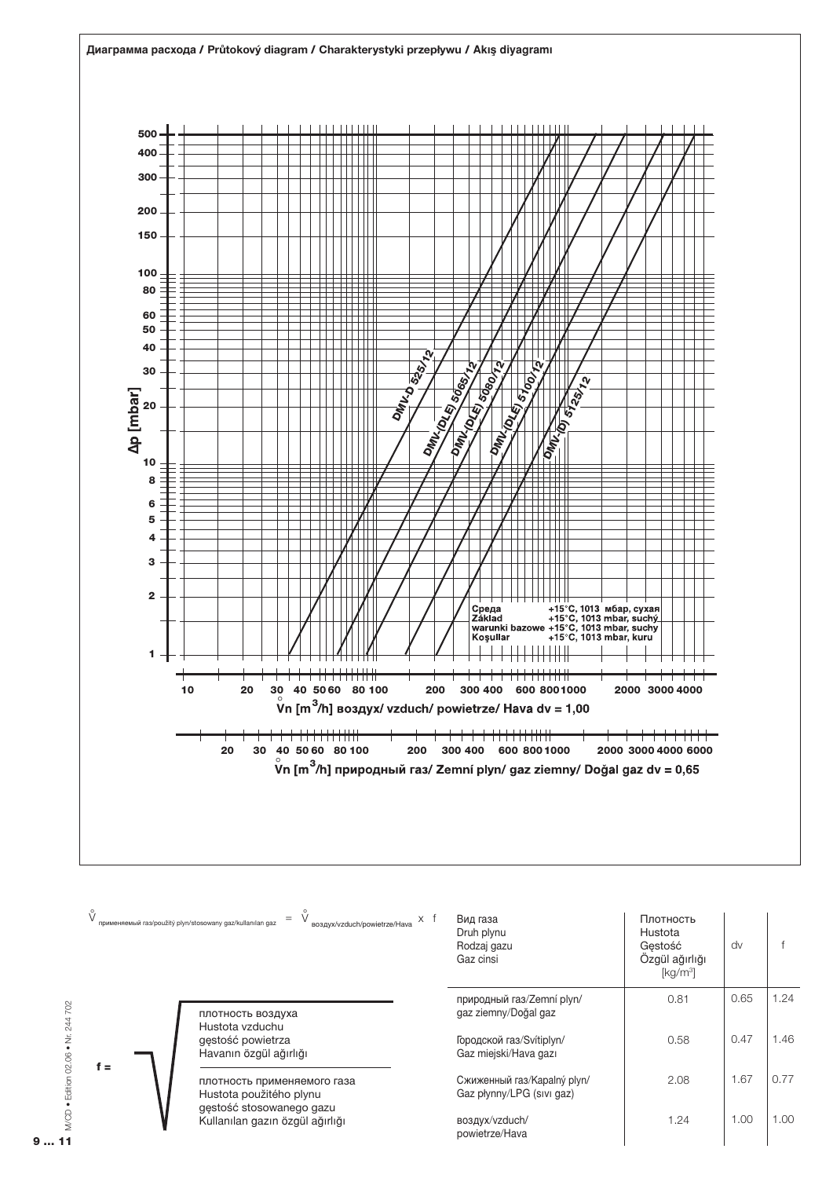**Диаграмма расхода / Průtokový diagram / Charakterystyki przepływu / Akış diyagramı**

Δp [mbar]

500, 400, 300, 200, 150, 100, 80, 60, 50, 40, 30, 20, 10, 8, 6, 5, 4, 3, 2, 1

DMV-D 525/12

DMV-(DLE) 5065/12

DMV-(DLE) 5080/12

DMV-(DLE) 5100/12

DMV-(D) 5125/12

Среда +15°C, 1013 мбар, сухая
Základ +15°C, 1013 mbar, suchý
warunki bazowe +15°C, 1013 mbar, suchy
Koşullar +15°C, 1013 mbar, kuru

10 20 30 40 50 60 80 100 200 300 400 600 800 1000 2000 3000 4000

$\mathring{V}$n [m³/h] воздух/ vzduch/ powietrze/ Hava dv = 1,00

20 30 40 50 60 80 100 200 300 400 600 800 1000 2000 3000 4000 6000

$\mathring{V}$n [m³/h] природный газ/ Zemní plyn/ gaz ziemny/ Doğal gaz dv = 0,65

$$\mathring{V}_{\text{применяемый газ/použitý plyn/stosowany gaz/kullanılan gaz}} = \mathring{V}_{\text{воздух/vzduch/powietrze/Hava}} \times f$$

$$f = \sqrt{\frac{\text{плотность воздуха / Hustota vzduchu / gęstość powietrza / Havanın özgül ağırlığı}}{\text{плотность применяемого газа / Hustota použitého plynu / gęstość stosowanego gazu / Kullanılan gazın özgül ağırlığı}}}$$

| Вид газа<br>Druh plynu<br>Rodzaj gazu<br>Gaz cinsi | Плотность<br>Hustota<br>Gęstość<br>Özgül ağırlığı<br>[kg/m³] | dv | f |
|---|---|---|---|
| природный газ/Zemní plyn/ gaz ziemny/Doğal gaz | 0.81 | 0.65 | 1.24 |
| Городской газ/Svítiplyn/ Gaz miejski/Hava gazı | 0.58 | 0.47 | 1.46 |
| Сжиженный газ/Kapalný plyn/ Gaz płynny/LPG (sıvı gaz) | 2.08 | 1.67 | 0.77 |
| воздух/vzduch/ powietrze/Hava | 1.24 | 1.00 | 1.00 |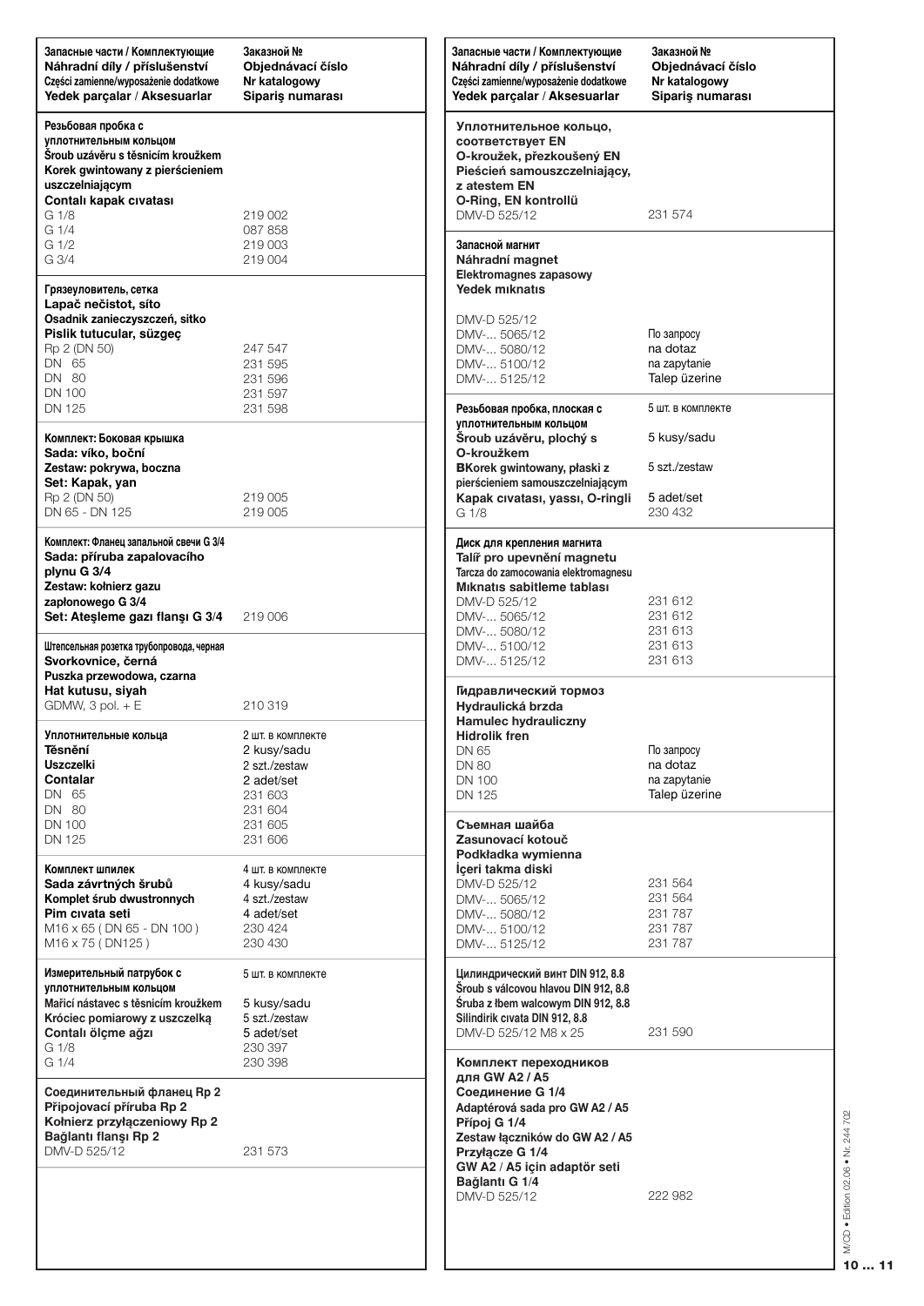| Запасные части / Комплектующие<br>Náhradní díly / příslušenství<br>Części zamienne/wyposażenie dodatkowe<br>Yedek parçalar / Aksesuarlar | Заказной №<br>Objednávací číslo<br>Nr katalogowy<br>Sipariş numarası |
|---|---|
| **Резьбовая пробка с уплотнительным кольцом**<br>**Šroub uzávěru s těsnicím kroužkem**<br>**Korek gwintowany z pierścieniem uszczelniającym**<br>**Contalı kapak cıvatası** | |
| G 1/8 | 219 002 |
| G 1/4 | 087 858 |
| G 1/2 | 219 003 |
| G 3/4 | 219 004 |
| **Грязеуловитель, сетка**<br>**Lapač nečistot, síto**<br>**Osadnik zanieczyszczeń, sitko**<br>**Pislik tutucular, süzgeç** | |
| Rp 2 (DN 50) | 247 547 |
| DN 65 | 231 595 |
| DN 80 | 231 596 |
| DN 100 | 231 597 |
| DN 125 | 231 598 |
| **Комплект: Боковая крышка**<br>**Sada: víko, boční**<br>**Zestaw: pokrywa, boczna**<br>**Set: Kapak, yan** | |
| Rp 2 (DN 50) | 219 005 |
| DN 65 - DN 125 | 219 005 |
| **Комплект: Фланец запальной свечи G 3/4**<br>**Sada: příruba zapalovacího plynu G 3/4**<br>**Zestaw: kołnierz gazu zapłonowego G 3/4**<br>**Set: Ateşleme gazı flanşı G 3/4** | 219 006 |
| **Штепсельная розетка трубопровода, черная**<br>**Svorkovnice, černá**<br>**Puszka przewodowa, czarna**<br>**Hat kutusu, siyah** | |
| GDMW, 3 pol. + E | 210 319 |
| **Уплотнительные кольца**<br>**Těsnění**<br>**Uszczelki**<br>**Contalar** | 2 шт. в комплекте<br>2 kusy/sadu<br>2 szt./zestaw<br>2 adet/set |
| DN 65 | 231 603 |
| DN 80 | 231 604 |
| DN 100 | 231 605 |
| DN 125 | 231 606 |
| **Комплект шпилек**<br>**Sada závrtných šrubů**<br>**Komplet śrub dwustronnych**<br>**Pim cıvata seti** | 4 шт. в комплекте<br>4 kusy/sadu<br>4 szt./zestaw<br>4 adet/set |
| M16 x 65 ( DN 65 - DN 100 ) | 230 424 |
| M16 x 75 ( DN125 ) | 230 430 |
| **Измерительный патрубок с уплотнительным кольцом**<br>**Mařící nástavec s těsnicím kroužkem**<br>**Króciec pomiarowy z uszczelką**<br>**Contalı ölçme ağzı** | 5 шт. в комплекте<br>5 kusy/sadu<br>5 szt./zestaw<br>5 adet/set |
| G 1/8 | 230 397 |
| G 1/4 | 230 398 |
| **Соединительный фланец Rp 2**<br>**Připojovací příruba Rp 2**<br>**Kołnierz przyłączeniowy Rp 2**<br>**Bağlantı flanşı Rp 2** | |
| DMV-D 525/12 | 231 573 |

| Запасные части / Комплектующие<br>Náhradní díly / příslušenství<br>Części zamienne/wyposażenie dodatkowe<br>Yedek parçalar / Aksesuarlar | Заказной №<br>Objednávací číslo<br>Nr katalogowy<br>Sipariş numarası |
|---|---|
| **Уплотнительное кольцо, соответствует EN**<br>**O-kroužek, přezkoušený EN**<br>**Pieścień samouszczelniający, z atestem EN**<br>**O-Ring, EN kontrollü** | |
| DMV-D 525/12 | 231 574 |
| **Запасной магнит**<br>**Náhradní magnet**<br>**Elektromagnes zapasowy**<br>**Yedek mıknatıs** | |
| DMV-D 525/12 | |
| DMV-... 5065/12 | По запросу |
| DMV-... 5080/12 | na dotaz |
| DMV-... 5100/12 | na zapytanie |
| DMV-... 5125/12 | Talep üzerine |
| **Резьбовая пробка, плоская с уплотнительным кольцом**<br>**Šroub uzávěru, plochý s O-kroužkem**<br>**Korek gwintowany, płaski z pierścieniem samouszczelniającym**<br>**Kapak cıvatası, yassı, O-ringli** | 5 шт. в комплекте<br>5 kusy/sadu<br>5 szt./zestaw<br>5 adet/set |
| G 1/8 | 230 432 |
| **Диск для крепления магнита**<br>**Talíř pro upevnění magnetu**<br>**Tarcza do zamocowania elektromagnesu**<br>**Mıknatıs sabitleme tablası** | |
| DMV-D 525/12 | 231 612 |
| DMV-... 5065/12 | 231 612 |
| DMV-... 5080/12 | 231 613 |
| DMV-... 5100/12 | 231 613 |
| DMV-... 5125/12 | 231 613 |
| **Гидравлический тормоз**<br>**Hydraulická brzda**<br>**Hamulec hydrauliczny**<br>**Hidrolik fren** | |
| DN 65 | По запросу |
| DN 80 | na dotaz |
| DN 100 | na zapytanie |
| DN 125 | Talep üzerine |
| **Съемная шайба**<br>**Zasunovací kotouč**<br>**Podkładka wymienna**<br>**İçeri takma diski** | |
| DMV-D 525/12 | 231 564 |
| DMV-... 5065/12 | 231 564 |
| DMV-... 5080/12 | 231 787 |
| DMV-... 5100/12 | 231 787 |
| DMV-... 5125/12 | 231 787 |
| **Цилиндрический винт DIN 912, 8.8**<br>**Šroub s válcovou hlavou DIN 912, 8.8**<br>**Śruba z łbem walcowym DIN 912, 8.8**<br>**Silindirik cıvata DIN 912, 8.8** | |
| DMV-D 525/12 M8 x 25 | 231 590 |
| **Комплект переходников для GW A2 / A5 Соединение G 1/4**<br>**Adaptérová sada pro GW A2 / A5 Přípoj G 1/4**<br>**Zestaw łączników do GW A2 / A5 Przyłącze G 1/4**<br>**GW A2 / A5 için adaptör seti Bağlantı G 1/4** | |
| DMV-D 525/12 | 222 982 |

M/CD • Edition 02.06 • Nr. 244 702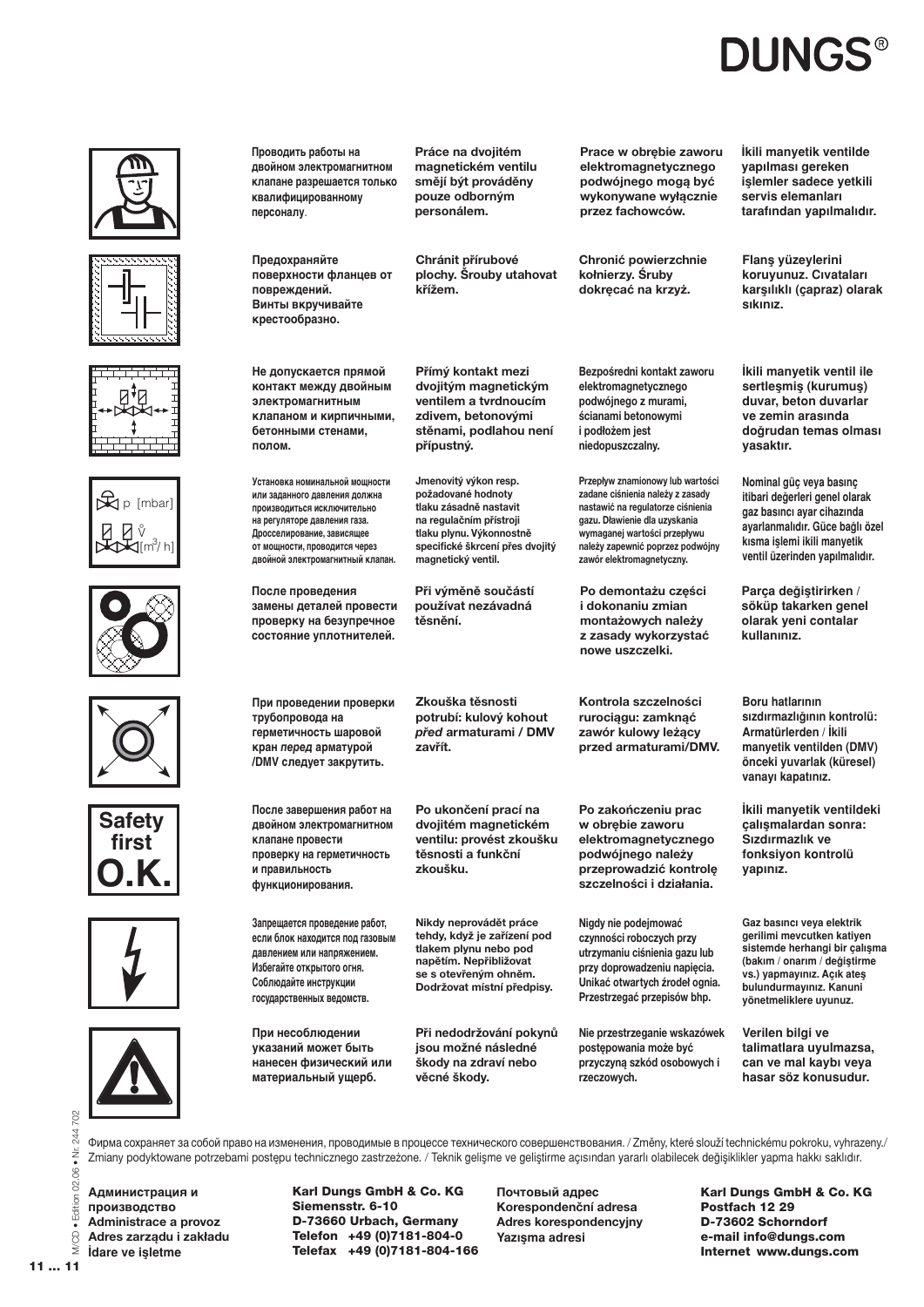DUNGS®

| Проводить работы на двойном электромагнитном клапане разрешается только квалифицированному персоналу. | Práce na dvojitém magnetickém ventilu smějí být prováděny pouze odborným personálem. | Prace w obrębie zaworu elektromagnetycznego podwójnego mogą być wykonywane wyłącznie przez fachowców. | İkili manyetik ventilde yapılması gereken işlemler sadece yetkili servis elemanları tarafından yapılmalıdır. |
|---|---|---|---|
| Предохраняйте поверхности фланцев от повреждений. Винты вкручивайте крестообразно. | Chránit přírubové plochy. Šrouby utahovat křížem. | Chronić powierzchnie kołnierzy. Śruby dokręcać na krzyż. | Flanş yüzeylerini koruyunuz. Cıvataları karşılıklı (çapraz) olarak sıkınız. |
| Не допускается прямой контакт между двойным электромагнитным клапаном и кирпичными, бетонными стенами, полом. | Přímý kontakt mezi dvojitým magnetickým ventilem a tvrdnoucím zdivem, betonovými stěnami, podlahou není přípustný. | Bezpośredni kontakt zaworu elektromagnetycznego podwójnego z murami, ścianami betonowymi i podłożem jest niedopuszczalny. | İkili manyetik ventil ile sertleşmiş (kurumuş) duvar, beton duvarlar ve zemin arasında doğrudan temas olması yasaktır. |
| Установка номинальной мощности или заданного давления должна производиться исключительно на регуляторе давления газа. Дросселирование, зависящее от мощности, проводится через двойной электромагнитный клапан. | Jmenovitý výkon resp. požadované hodnoty tlaku zásadně nastavit na regulačním přístroji tlaku plynu. Výkonnostně specifické škrcení přes dvojitý magnetický ventil. | Przepływ znamionowy lub wartości zadane ciśnienia należy z zasady nastawić na regulatorze ciśnienia gazu. Dławienie dla uzyskania wymaganej wartości przepływu należy zapewnić poprzez podwójny zawór elektromagnetyczny. | Nominal güç veya basınç itibari değerleri genel olarak gaz basıncı ayar cihazında ayarlanmalıdır. Güce bağlı özel kısma işlemi ikili manyetik ventil üzerinden yapılmalıdır. |
| После проведения замены деталей провести проверку на безупречное состояние уплотнителей. | Při výměně součástí používat nezávadná těsnění. | Po demontażu części i dokonaniu zmian montażowych należy z zasady wykorzystać nowe uszczelki. | Parça değiştirirken / söküp takarken genel olarak yeni contalar kullanınız. |
| При проведении проверки трубопровода на герметичность шаровой кран *перед* арматурой /DMV следует закрутить. | Zkouška těsnosti potrubí: kulový kohout *před* armaturami / DMV zavřít. | Kontrola szczelności rurociągu: zamknąć zawór kulowy leżący przed armaturami/DMV. | Boru hatlarının sızdırmazlığının kontrolü: Armatürlerden / İkili manyetik ventilden (DMV) önceki yuvarlak (küresel) vanayı kapatınız. |
| После завершения работ на двойном электромагнитном клапане провести проверку на герметичность и правильность функционирования. | Po ukončení prací na dvojitém magnetickém ventilu: provést zkoušku těsnosti a funkční zkoušku. | Po zakończeniu prac w obrębie zaworu elektromagnetycznego podwójnego należy przeprowadzić kontrolę szczelności i działania. | İkili manyetik ventildeki çalışmalardan sonra: Sızdırmazlık ve fonksiyon kontrolü yapınız. |
| Запрещается проведение работ, если блок находится под газовым давлением или напряжением. Избегайте открытого огня. Соблюдайте инструкции государственных ведомств. | Nikdy neprovádět práce tehdy, když je zařízení pod tlakem plynu nebo pod napětím. Nepřibližovat se s otevřeným ohněm. Dodržovat místní předpisy. | Nigdy nie podejmować czynności roboczych przy utrzymaniu ciśnienia gazu lub przy doprowadzeniu napięcia. Unikać otwartych źrodeł ognia. Przestrzegać przepisów bhp. | Gaz basıncı veya elektrik gerilimi mevcutken katiyen sistemde herhangi bir çalışma (bakım / onarım / değiştirme vs.) yapmayınız. Açık ateş bulundurmayınız. Kanuni yönetmeliklere uyunuz. |
| При несоблюдении указаний может быть нанесен физический или материальный ущерб. | Při nedodržování pokynů jsou možné následné škody na zdraví nebo věcné škody. | Nie przestrzeganie wskazówek postępowania może być przyczyną szkód osobowych i rzeczowych. | Verilen bilgi ve talimatlara uyulmazsa, can ve mal kaybı veya hasar söz konusudur. |

Фирма сохраняет за собой право на изменения, проводимые в процессе технического совершенствования. / Změny, které slouží technickému pokroku, vyhrazeny./ Zmiany podyktowane potrzebami postępu technicznego zastrzeżone. / Teknik gelişme ve geliştirme açısından yararlı olabilecek değişiklikler yapma hakkı saklıdır.

**Администрация и производство**
**Administrace a provoz**
**Adres zarządu i zakładu**
**İdare ve işletme**

**Karl Dungs GmbH & Co. KG**
**Siemensstr. 6-10**
**D-73660 Urbach, Germany**
**Telefon +49 (0)7181-804-0**
**Telefax +49 (0)7181-804-166**

**Почтовый адрес**
**Korespondenční adresa**
**Adres korespondencyjny**
**Yazışma adresi**

**Karl Dungs GmbH & Co. KG**
**Postfach 12 29**
**D-73602 Schorndorf**
**e-mail info@dungs.com**
**Internet www.dungs.com**

M/CD • Edition 02.06 • Nr. 244 702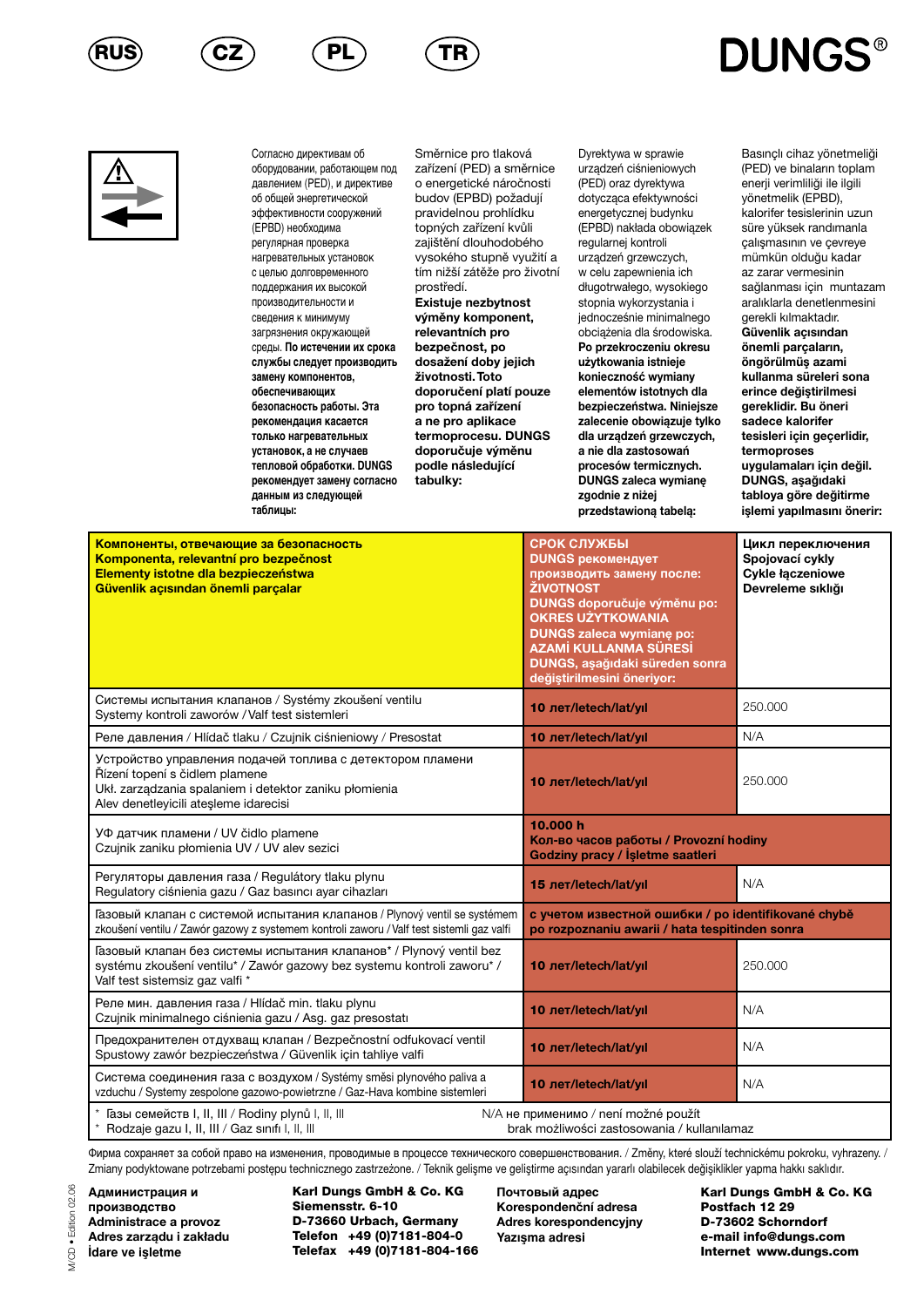RUS CZ PL TR

DUNGS®

Согласно директивам об оборудовании, работающем под давлением (PED), и директиве об общей энергетической эффективности сооружений (EPBD) необходима регулярная проверка нагревательных установок с целью долговременного поддержания их высокой производительности и сведения к минимуму загрязнения окружающей среды. **По истечении их срока службы следует производить замену компонентов, обеспечивающих безопасность работы. Эта рекомендация касается только нагревательных установок, а не случаев тепловой обработки. DUNGS рекомендует замену согласно данным из следующей таблицы:**

Směrnice pro tlaková zařízení (PED) a směrnice o energetické náročnosti budov (EPBD) požadují pravidelnou prohlídku topných zařízení kvůli zajištění dlouhodobého vysokého stupně využití a tím nižší zátěže pro životní prostředí. **Existuje nezbytnost výměny komponent, relevantních pro bezpečnost, po dosažení doby jejich životnosti. Toto doporučení platí pouze pro topná zařízení a ne pro aplikace termoprocesu. DUNGS doporučuje výměnu podle následující tabulky:**

Dyrektywa w sprawie urządzeń ciśnieniowych (PED) oraz dyrektywa dotycząca efektywności energetycznej budynku (EPBD) nakłada obowiązek regularnej kontroli urządzeń grzewczych, w celu zapewnienia ich długotrwałego, wysokiego stopnia wykorzystania i jednocześnie minimalnego obciążenia dla środowiska. **Po przekroczeniu okresu użytkowania istnieje konieczność wymiany elementów istotnych dla bezpieczeństwa. Niniejsze zalecenie obowiązuje tylko dla urządzeń grzewczych, a nie dla zastosowań procesów termicznych. DUNGS zaleca wymianę zgodnie z niżej przedstawioną tabelą:**

Basınçlı cihaz yönetmeliği (PED) ve binaların toplam enerji verimliliği ile ilgili yönetmelik (EPBD), kalorifer tesislerinin uzun süre yüksek randımanla çalışmasının ve çevreye mümkün olduğu kadar az zarar vermesinin sağlanması için muntazam aralıklarla denetlenmesini gerekli kılmaktadır. **Güvenlik açısından önemli parçaların, öngörülmüş azami kullanma süreleri sona erince değiştirilmesi gereklidir. Bu öneri sadece kalorifer tesisleri için geçerlidir, termoproses uygulamaları için değil. DUNGS, aşağıdaki tabloya göre değitirme işlemi yapılmasını önerir:**

| **Компоненты, отвечающие за безопасность<br>Komponenta, relevantní pro bezpečnost<br>Elementy istotne dla bezpieczeństwa<br>Güvenlik açısından önemli parçalar** | **СРОК СЛУЖБЫ<br>DUNGS рекомендует производить замену после:<br>ŽIVOTNOST<br>DUNGS doporučuje výměnu po:<br>OKRES UŻYTKOWANIA<br>DUNGS zaleca wymianę po:<br>AZAMİ KULLANMA SÜRESİ<br>DUNGS, aşağıdaki süreden sonra değiştirilmesini öneriyor:** | **Цикл переключения<br>Spojovací cykly<br>Cykle łączeniowe<br>Devreleme sıklığı** |
|---|---|---|
| Системы испытания клапанов / Systémy zkoušení ventilu<br>Systemy kontroli zaworów / Valf test sistemleri | **10 лет/letech/lat/yıl** | 250.000 |
| Реле давления / Hlídač tlaku / Czujnik ciśnieniowy / Presostat | **10 лет/letech/lat/yıl** | N/A |
| Устройство управления подачей топлива с детектором пламени<br>Řízení topení s čidlem plamene<br>Ukł. zarządzania spalaniem i detektor zaniku płomienia<br>Alev denetleyicili ateşleme idarecisi | **10 лет/letech/lat/yıl** | 250.000 |
| УФ датчик пламени / UV čidlo plamene<br>Czujnik zaniku płomienia UV / UV alev sezici | **10.000 h<br>Кол-во часов работы / Provozní hodiny<br>Godziny pracy / İşletme saatleri** | |
| Регуляторы давления газа / Regulátory tlaku plynu<br>Regulatory ciśnienia gazu / Gaz basıncı ayar cihazları | **15 лет/letech/lat/yıl** | N/A |
| Газовый клапан с системой испытания клапанов / Plynový ventil se systémem zkoušení ventilu / Zawór gazowy z systemem kontroli zaworu / Valf test sistemli gaz valfi | **с учетом известной ошибки / po identifikované chybě<br>po rozpoznaniu awarii / hata tespitinden sonra** | |
| Газовый клапан без системы испытания клапанов* / Plynový ventil bez systému zkoušení ventilu* / Zawór gazowy bez systemu kontroli zaworu* / Valf test sistemsiz gaz valfi * | **10 лет/letech/lat/yıl** | 250.000 |
| Реле мин. давления газа / Hlídač min. tlaku plynu<br>Czujnik minimalnego ciśnienia gazu / Asg. gaz presostatı | **10 лет/letech/lat/yıl** | N/A |
| Предохранителен отдухващ клапан / Bezpečnostní odfukovací ventil<br>Spustowy zawór bezpieczeństwa / Güvenlik için tahliye valfi | **10 лет/letech/lat/yıl** | N/A |
| Система соединения газа с воздухом / Systémy směsi plynového paliva a vzduchu / Systemy zespolone gazowo-powietrzne / Gaz-Hava kombine sistemleri | **10 лет/letech/lat/yıl** | N/A |

\* Газы семейств I, II, III / Rodiny plynů I, II, III
\* Rodzaje gazu I, II, III / Gaz sınıfı I, II, III

N/A не применимо / není možné použít
brak możliwości zastosowania / kullanılamaz

Фирма сохраняет за собой право на изменения, проводимые в процессе технического совершенствования. / Změny, které slouží technickému pokroku, vyhrazeny. / Zmiany podyktowane potrzebami postępu technicznego zastrzeżone. / Teknik gelişme ve geliştirme açısından yararlı olabilecek değişiklikler yapma hakkı saklıdır.

M/CD • Edition 02.06

**Администрация и производство**
**Administrace a provoz**
**Adres zarządu i zakładu**
**İdare ve işletme**

**Karl Dungs GmbH & Co. KG**
**Siemensstr. 6-10**
**D-73660 Urbach, Germany**
**Telefon +49 (0)7181-804-0**
**Telefax +49 (0)7181-804-166**

**Почтовый адрес**
**Korespondenční adresa**
**Adres korespondencyjny**
**Yazışma adresi**

**Karl Dungs GmbH & Co. KG**
**Postfach 12 29**
**D-73602 Schorndorf**
**e-mail info@dungs.com**
**Internet www.dungs.com**